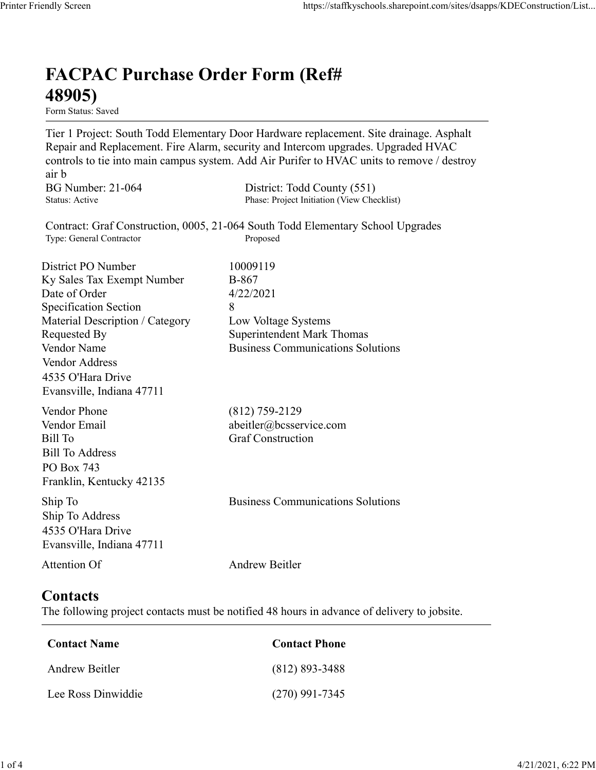# FACPAC Purchase Order Form (Ref# 48905)

Form Status: Saved

Tier 1 Project: South Todd Elementary Door Hardware replacement. Site drainage. Asphalt Repair and Replacement. Fire Alarm, security and Intercom upgrades. Upgraded HVAC controls to tie into main campus system. Add Air Purifer to HVAC units to remove / destroy air b

BG Number: 21-064
Status: Active

District: Todd County (551)
Phase: Project Initiation (View Checklist)

Contract: Graf Construction, 0005, 21-064 South Todd Elementary School Upgrades
Type: General Contractor
Proposed

| | |
|---|---|
| District PO Number | 10009119 |
| Ky Sales Tax Exempt Number | B-867 |
| Date of Order | 4/22/2021 |
| Specification Section | 8 |
| Material Description / Category | Low Voltage Systems |
| Requested By | Superintendent Mark Thomas |
| Vendor Name | Business Communications Solutions |
| Vendor Address | 4535 O'Hara Drive<br>Evansville, Indiana 47711 |
| Vendor Phone | (812) 759-2129 |
| Vendor Email | abeitler@bcsservice.com |
| Bill To | Graf Construction |
| Bill To Address | PO Box 743<br>Franklin, Kentucky 42135 |
| Ship To | Business Communications Solutions |
| Ship To Address | 4535 O'Hara Drive<br>Evansville, Indiana 47711 |
| Attention Of | Andrew Beitler |

## Contacts

The following project contacts must be notified 48 hours in advance of delivery to jobsite.

| Contact Name | Contact Phone |
|---|---|
| Andrew Beitler | (812) 893-3488 |
| Lee Ross Dinwiddie | (270) 991-7345 |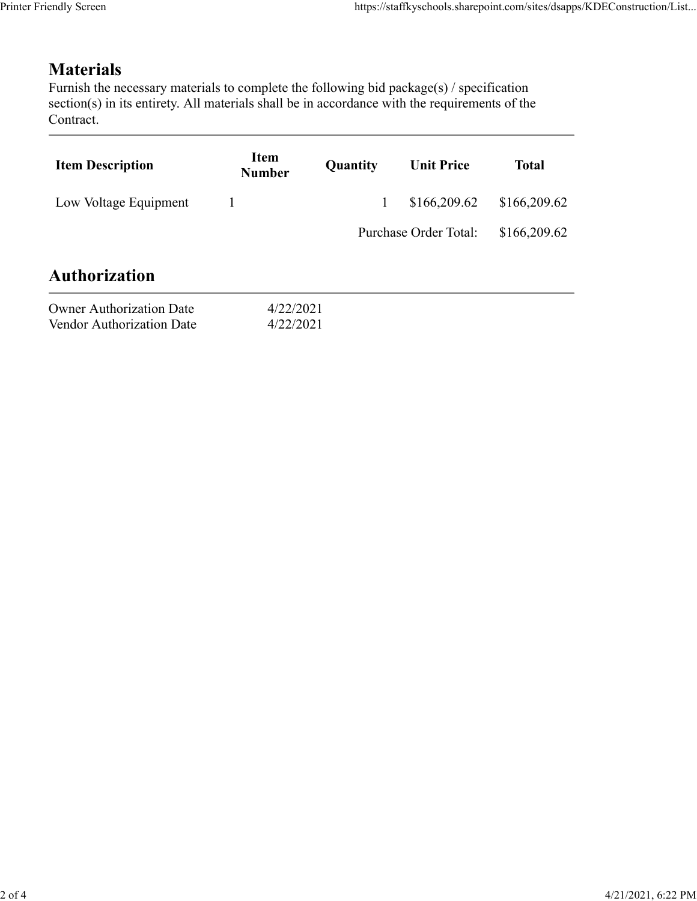## Materials

Furnish the necessary materials to complete the following bid package(s) / specification section(s) in its entirety. All materials shall be in accordance with the requirements of the Contract.

| Item Description | Item Number | Quantity | Unit Price | Total |
|---|---|---|---|---|
| Low Voltage Equipment | 1 | 1 | $166,209.62 | $166,209.62 |
| | | | Purchase Order Total: | $166,209.62 |

## Authorization

| | |
|---|---|
| Owner Authorization Date | 4/22/2021 |
| Vendor Authorization Date | 4/22/2021 |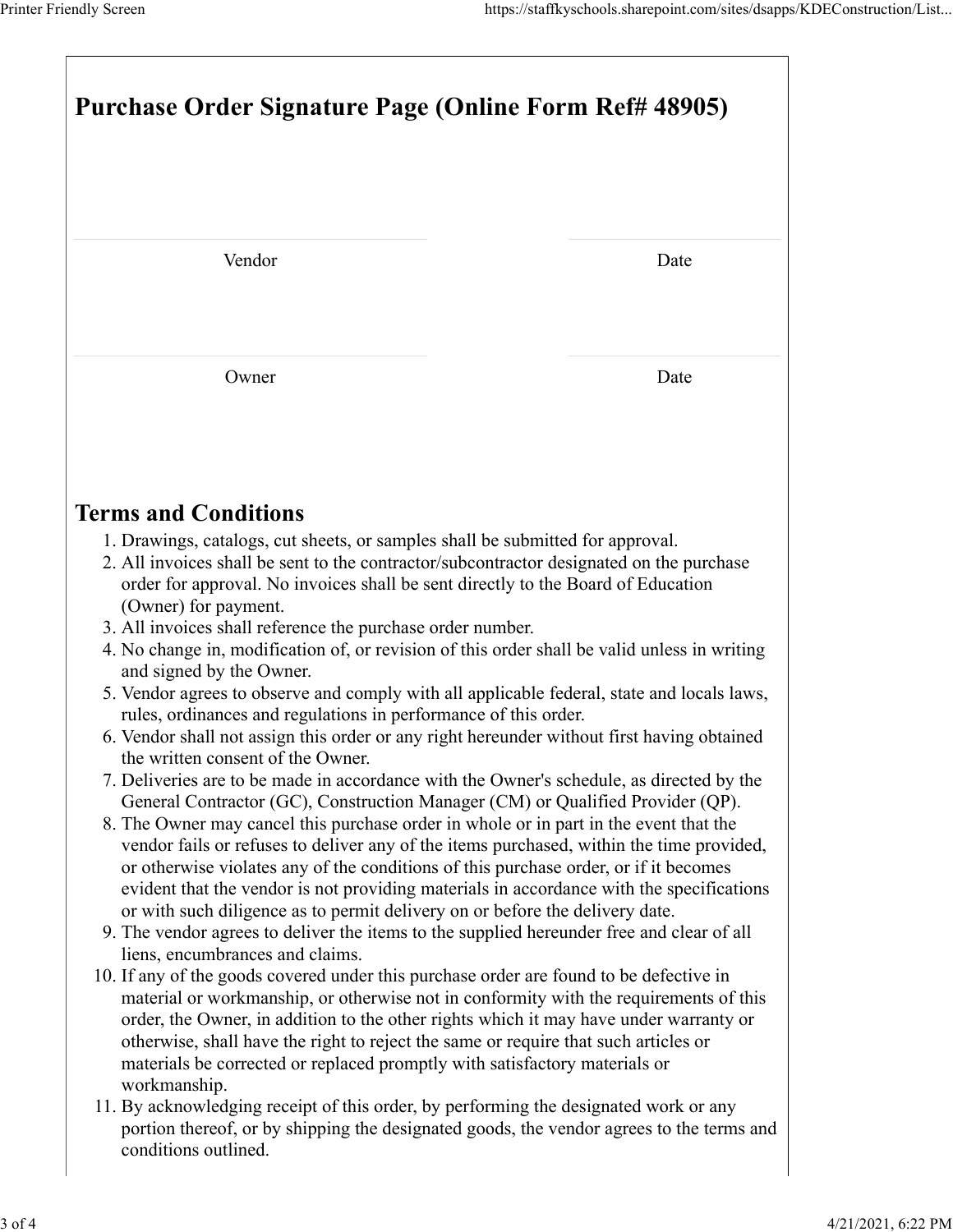# Purchase Order Signature Page (Online Form Ref# 48905)

| | |
|---|---|
| Vendor | Date |
| Owner | Date |

## Terms and Conditions

1. Drawings, catalogs, cut sheets, or samples shall be submitted for approval.
2. All invoices shall be sent to the contractor/subcontractor designated on the purchase order for approval. No invoices shall be sent directly to the Board of Education (Owner) for payment.
3. All invoices shall reference the purchase order number.
4. No change in, modification of, or revision of this order shall be valid unless in writing and signed by the Owner.
5. Vendor agrees to observe and comply with all applicable federal, state and locals laws, rules, ordinances and regulations in performance of this order.
6. Vendor shall not assign this order or any right hereunder without first having obtained the written consent of the Owner.
7. Deliveries are to be made in accordance with the Owner's schedule, as directed by the General Contractor (GC), Construction Manager (CM) or Qualified Provider (QP).
8. The Owner may cancel this purchase order in whole or in part in the event that the vendor fails or refuses to deliver any of the items purchased, within the time provided, or otherwise violates any of the conditions of this purchase order, or if it becomes evident that the vendor is not providing materials in accordance with the specifications or with such diligence as to permit delivery on or before the delivery date.
9. The vendor agrees to deliver the items to the supplied hereunder free and clear of all liens, encumbrances and claims.
10. If any of the goods covered under this purchase order are found to be defective in material or workmanship, or otherwise not in conformity with the requirements of this order, the Owner, in addition to the other rights which it may have under warranty or otherwise, shall have the right to reject the same or require that such articles or materials be corrected or replaced promptly with satisfactory materials or workmanship.
11. By acknowledging receipt of this order, by performing the designated work or any portion thereof, or by shipping the designated goods, the vendor agrees to the terms and conditions outlined.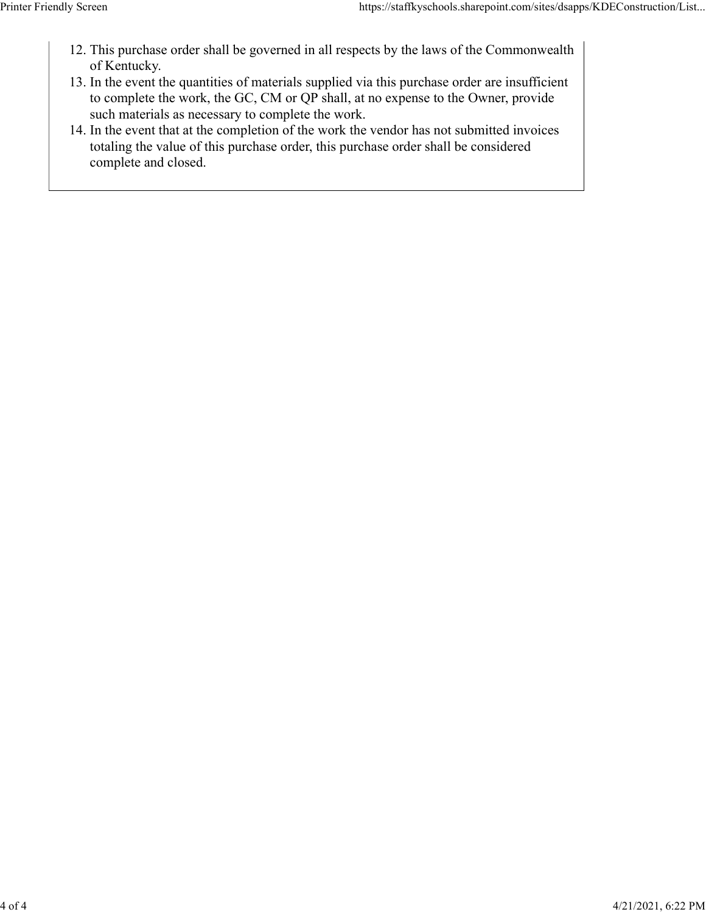12. This purchase order shall be governed in all respects by the laws of the Commonwealth of Kentucky.
13. In the event the quantities of materials supplied via this purchase order are insufficient to complete the work, the GC, CM or QP shall, at no expense to the Owner, provide such materials as necessary to complete the work.
14. In the event that at the completion of the work the vendor has not submitted invoices totaling the value of this purchase order, this purchase order shall be considered complete and closed.